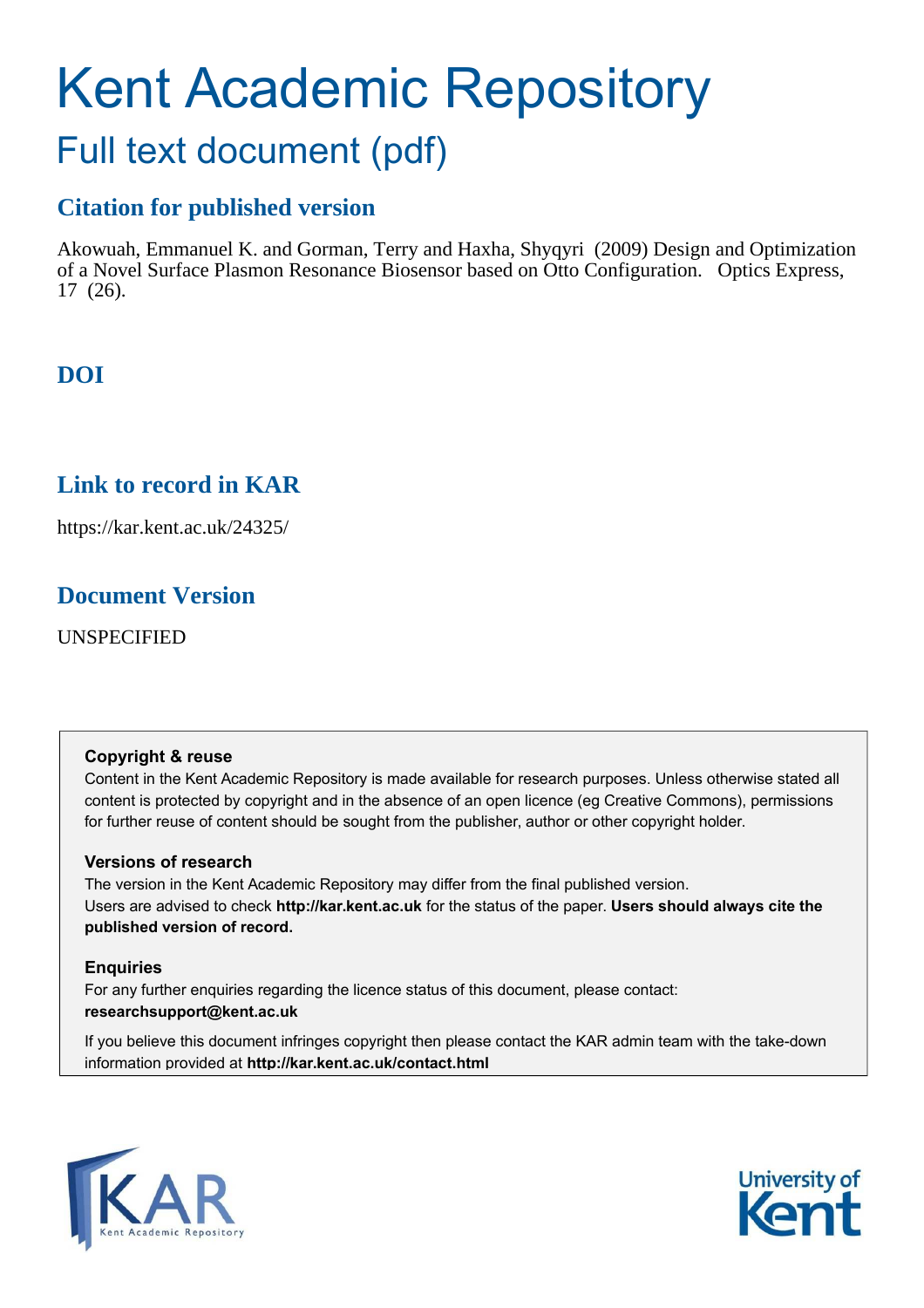# Kent Academic Repository

## Full text document (pdf)

### Citation for published version

Akowuah, Emmanuel K. and Gorman, Terry and Haxha, Shyqyri (2009) Design and Optimization of a Novel Surface Plasmon Resonance Biosensor based on Otto Configuration. Optics Express, 17 (26).

### DOI

### Link to record in KAR

https://kar.kent.ac.uk/24325/

### Document Version

UNSPECIFIED

**Copyright & reuse**

Content in the Kent Academic Repository is made available for research purposes. Unless otherwise stated all content is protected by copyright and in the absence of an open licence (eg Creative Commons), permissions for further reuse of content should be sought from the publisher, author or other copyright holder.

**Versions of research**

The version in the Kent Academic Repository may differ from the final published version. Users are advised to check **http://kar.kent.ac.uk** for the status of the paper. **Users should always cite the published version of record.**

**Enquiries**

For any further enquiries regarding the licence status of this document, please contact: **researchsupport@kent.ac.uk**

If you believe this document infringes copyright then please contact the KAR admin team with the take-down information provided at **http://kar.kent.ac.uk/contact.html**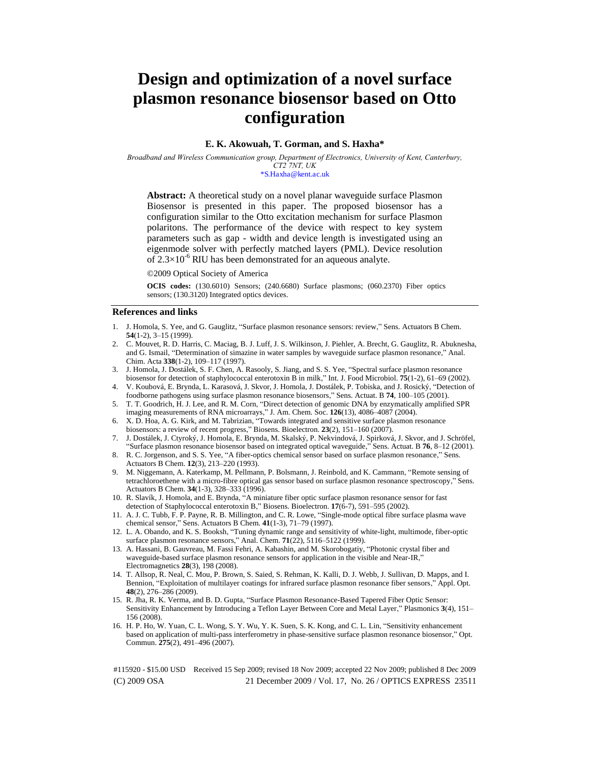# Design and optimization of a novel surface plasmon resonance biosensor based on Otto configuration

**E. K. Akowuah, T. Gorman, and S. Haxha\***

*Broadband and Wireless Communication group, Department of Electronics, University of Kent, Canterbury, CT2 7NT, UK*
\*S.Haxha@kent.ac.uk

**Abstract:** A theoretical study on a novel planar waveguide surface Plasmon Biosensor is presented in this paper. The proposed biosensor has a configuration similar to the Otto excitation mechanism for surface Plasmon polaritons. The performance of the device with respect to key system parameters such as gap - width and device length is investigated using an eigenmode solver with perfectly matched layers (PML). Device resolution of $2.3\times10^{-6}$ RIU has been demonstrated for an aqueous analyte.

©2009 Optical Society of America

**OCIS codes:** (130.6010) Sensors; (240.6680) Surface plasmons; (060.2370) Fiber optics sensors; (130.3120) Integrated optics devices.

## References and links

1. J. Homola, S. Yee, and G. Gauglitz, "Surface plasmon resonance sensors: review," Sens. Actuators B Chem. **54**(1-2), 3–15 (1999).
2. C. Mouvet, R. D. Harris, C. Maciag, B. J. Luff, J. S. Wilkinson, J. Piehler, A. Brecht, G. Gauglitz, R. Abuknesha, and G. Ismail, "Determination of simazine in water samples by waveguide surface plasmon resonance," Anal. Chim. Acta **338**(1-2), 109–117 (1997).
3. J. Homola, J. Dostálek, S. F. Chen, A. Rasooly, S. Jiang, and S. S. Yee, "Spectral surface plasmon resonance biosensor for detection of staphylococcal enterotoxin B in milk," Int. J. Food Microbiol. **75**(1-2), 61–69 (2002).
4. V. Koubová, E. Brynda, L. Karasová, J. Skvor, J. Homola, J. Dostálek, P. Tobiska, and J. Rosický, "Detection of foodborne pathogens using surface plasmon resonance biosensors," Sens. Actuat. B **74**, 100–105 (2001).
5. T. T. Goodrich, H. J. Lee, and R. M. Corn, "Direct detection of genomic DNA by enzymatically amplified SPR imaging measurements of RNA microarrays," J. Am. Chem. Soc. **126**(13), 4086–4087 (2004).
6. X. D. Hoa, A. G. Kirk, and M. Tabrizian, "Towards integrated and sensitive surface plasmon resonance biosensors: a review of recent progress," Biosens. Bioelectron. **23**(2), 151–160 (2007).
7. J. Dostálek, J. Ctyroký, J. Homola, E. Brynda, M. Skalský, P. Nekvindová, J. Spirková, J. Skvor, and J. Schröfel, "Surface plasmon resonance biosensor based on integrated optical waveguide," Sens. Actuat. B **76**, 8–12 (2001).
8. R. C. Jorgenson, and S. S. Yee, "A fiber-optics chemical sensor based on surface plasmon resonance," Sens. Actuators B Chem. **12**(3), 213–220 (1993).
9. M. Niggemann, A. Katerkamp, M. Pellmann, P. Bolsmann, J. Reinbold, and K. Cammann, "Remote sensing of tetrachloroethene with a micro-fibre optical gas sensor based on surface plasmon resonance spectroscopy," Sens. Actuators B Chem. **34**(1-3), 328–333 (1996).
10. R. Slavík, J. Homola, and E. Brynda, "A miniature fiber optic surface plasmon resonance sensor for fast detection of Staphylococcal enterotoxin B," Biosens. Bioelectron. **17**(6-7), 591–595 (2002).
11. A. J. C. Tubb, F. P. Payne, R. B. Millington, and C. R. Lowe, "Single-mode optical fibre surface plasma wave chemical sensor," Sens. Actuators B Chem. **41**(1-3), 71–79 (1997).
12. L. A. Obando, and K. S. Booksh, "Tuning dynamic range and sensitivity of white-light, multimode, fiber-optic surface plasmon resonance sensors," Anal. Chem. **71**(22), 5116–5122 (1999).
13. A. Hassani, B. Gauvreau, M. Fassi Fehri, A. Kabashin, and M. Skorobogatiy, "Photonic crystal fiber and waveguide-based surface plasmon resonance sensors for application in the visible and Near-IR," Electromagnetics **28**(3), 198 (2008).
14. T. Allsop, R. Neal, C. Mou, P. Brown, S. Saied, S. Rehman, K. Kalli, D. J. Webb, J. Sullivan, D. Mapps, and I. Bennion, "Exploitation of multilayer coatings for infrared surface plasmon resonance fiber sensors," Appl. Opt. **48**(2), 276–286 (2009).
15. R. Jha, R. K. Verma, and B. D. Gupta, "Surface Plasmon Resonance-Based Tapered Fiber Optic Sensor: Sensitivity Enhancement by Introducing a Teflon Layer Between Core and Metal Layer," Plasmonics **3**(4), 151–156 (2008).
16. H. P. Ho, W. Yuan, C. L. Wong, S. Y. Wu, Y. K. Suen, S. K. Kong, and C. L. Lin, "Sensitivity enhancement based on application of multi-pass interferometry in phase-sensitive surface plasmon resonance biosensor," Opt. Commun. **275**(2), 491–496 (2007).

#115920 - $15.00 USD Received 15 Sep 2009; revised 18 Nov 2009; accepted 22 Nov 2009; published 8 Dec 2009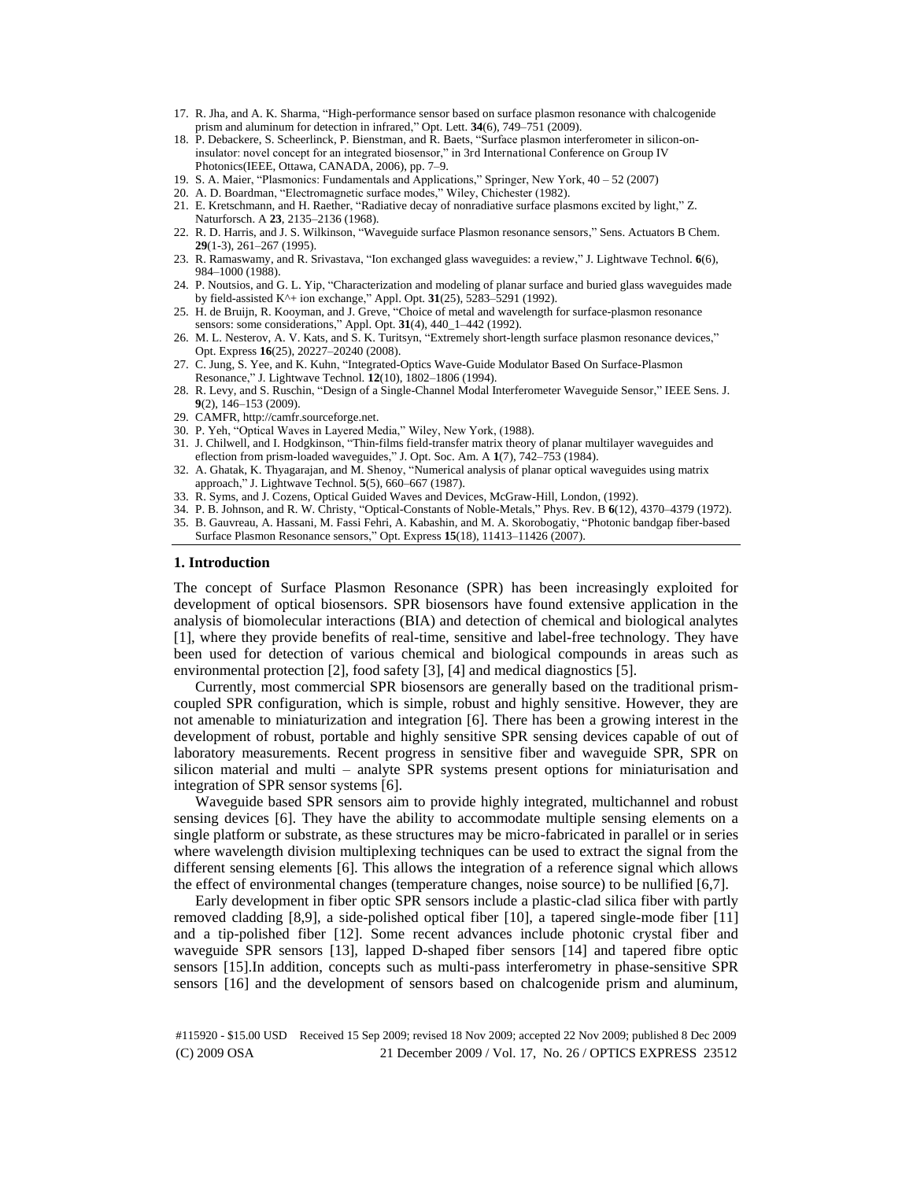17. R. Jha, and A. K. Sharma, "High-performance sensor based on surface plasmon resonance with chalcogenide prism and aluminum for detection in infrared," Opt. Lett. **34**(6), 749–751 (2009).
18. P. Debackere, S. Scheerlinck, P. Bienstman, and R. Baets, "Surface plasmon interferometer in silicon-on-insulator: novel concept for an integrated biosensor," in 3rd International Conference on Group IV Photonics(IEEE, Ottawa, CANADA, 2006), pp. 7–9.
19. S. A. Maier, "Plasmonics: Fundamentals and Applications," Springer, New York, 40 – 52 (2007)
20. A. D. Boardman, "Electromagnetic surface modes," Wiley, Chichester (1982).
21. E. Kretschmann, and H. Raether, "Radiative decay of nonradiative surface plasmons excited by light," Z. Naturforsch. A **23**, 2135–2136 (1968).
22. R. D. Harris, and J. S. Wilkinson, "Waveguide surface Plasmon resonance sensors," Sens. Actuators B Chem. **29**(1-3), 261–267 (1995).
23. R. Ramaswamy, and R. Srivastava, "Ion exchanged glass waveguides: a review," J. Lightwave Technol. **6**(6), 984–1000 (1988).
24. P. Noutsios, and G. L. Yip, "Characterization and modeling of planar surface and buried glass waveguides made by field-assisted K^+ ion exchange," Appl. Opt. **31**(25), 5283–5291 (1992).
25. H. de Bruijn, R. Kooyman, and J. Greve, "Choice of metal and wavelength for surface-plasmon resonance sensors: some considerations," Appl. Opt. **31**(4), 440_1–442 (1992).
26. M. L. Nesterov, A. V. Kats, and S. K. Turitsyn, "Extremely short-length surface plasmon resonance devices," Opt. Express **16**(25), 20227–20240 (2008).
27. C. Jung, S. Yee, and K. Kuhn, "Integrated-Optics Wave-Guide Modulator Based On Surface-Plasmon Resonance," J. Lightwave Technol. **12**(10), 1802–1806 (1994).
28. R. Levy, and S. Ruschin, "Design of a Single-Channel Modal Interferometer Waveguide Sensor," IEEE Sens. J. **9**(2), 146–153 (2009).
29. CAMFR, http://camfr.sourceforge.net.
30. P. Yeh, "Optical Waves in Layered Media," Wiley, New York, (1988).
31. J. Chilwell, and I. Hodgkinson, "Thin-films field-transfer matrix theory of planar multilayer waveguides and eflection from prism-loaded waveguides," J. Opt. Soc. Am. A **1**(7), 742–753 (1984).
32. A. Ghatak, K. Thyagarajan, and M. Shenoy, "Numerical analysis of planar optical waveguides using matrix approach," J. Lightwave Technol. **5**(5), 660–667 (1987).
33. R. Syms, and J. Cozens, Optical Guided Waves and Devices, McGraw-Hill, London, (1992).
34. P. B. Johnson, and R. W. Christy, "Optical-Constants of Noble-Metals," Phys. Rev. B **6**(12), 4370–4379 (1972).
35. B. Gauvreau, A. Hassani, M. Fassi Fehri, A. Kabashin, and M. A. Skorobogatiy, "Photonic bandgap fiber-based Surface Plasmon Resonance sensors," Opt. Express **15**(18), 11413–11426 (2007).

## 1. Introduction

The concept of Surface Plasmon Resonance (SPR) has been increasingly exploited for development of optical biosensors. SPR biosensors have found extensive application in the analysis of biomolecular interactions (BIA) and detection of chemical and biological analytes [1], where they provide benefits of real-time, sensitive and label-free technology. They have been used for detection of various chemical and biological compounds in areas such as environmental protection [2], food safety [3], [4] and medical diagnostics [5].

Currently, most commercial SPR biosensors are generally based on the traditional prism-coupled SPR configuration, which is simple, robust and highly sensitive. However, they are not amenable to miniaturization and integration [6]. There has been a growing interest in the development of robust, portable and highly sensitive SPR sensing devices capable of out of laboratory measurements. Recent progress in sensitive fiber and waveguide SPR, SPR on silicon material and multi – analyte SPR systems present options for miniaturisation and integration of SPR sensor systems [6].

Waveguide based SPR sensors aim to provide highly integrated, multichannel and robust sensing devices [6]. They have the ability to accommodate multiple sensing elements on a single platform or substrate, as these structures may be micro-fabricated in parallel or in series where wavelength division multiplexing techniques can be used to extract the signal from the different sensing elements [6]. This allows the integration of a reference signal which allows the effect of environmental changes (temperature changes, noise source) to be nullified [6,7].

Early development in fiber optic SPR sensors include a plastic-clad silica fiber with partly removed cladding [8,9], a side-polished optical fiber [10], a tapered single-mode fiber [11] and a tip-polished fiber [12]. Some recent advances include photonic crystal fiber and waveguide SPR sensors [13], lapped D-shaped fiber sensors [14] and tapered fibre optic sensors [15].In addition, concepts such as multi-pass interferometry in phase-sensitive SPR sensors [16] and the development of sensors based on chalcogenide prism and aluminum,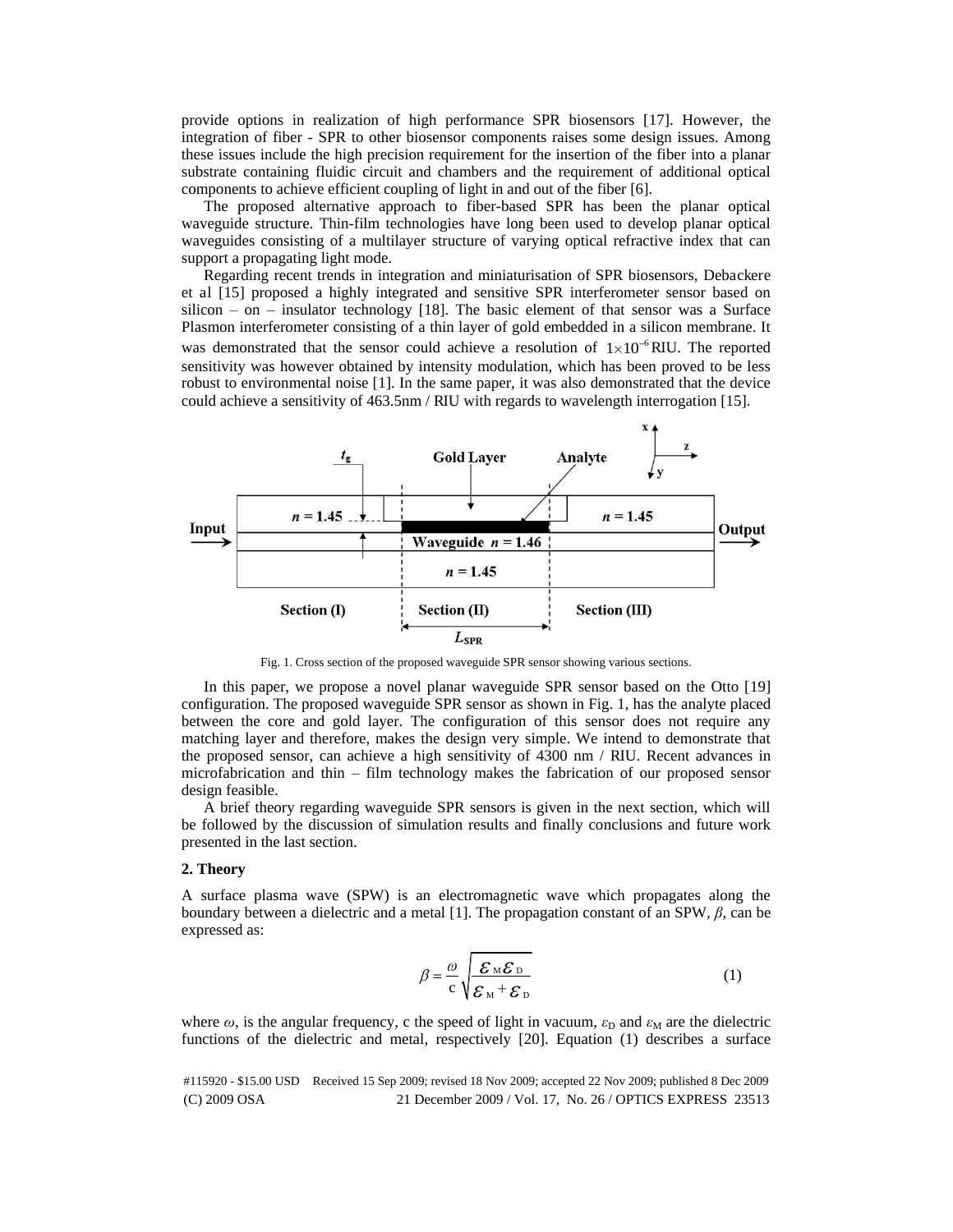provide options in realization of high performance SPR biosensors [17]. However, the integration of fiber - SPR to other biosensor components raises some design issues. Among these issues include the high precision requirement for the insertion of the fiber into a planar substrate containing fluidic circuit and chambers and the requirement of additional optical components to achieve efficient coupling of light in and out of the fiber [6].

The proposed alternative approach to fiber-based SPR has been the planar optical waveguide structure. Thin-film technologies have long been used to develop planar optical waveguides consisting of a multilayer structure of varying optical refractive index that can support a propagating light mode.

Regarding recent trends in integration and miniaturisation of SPR biosensors, Debackere et al [15] proposed a highly integrated and sensitive SPR interferometer sensor based on silicon – on – insulator technology [18]. The basic element of that sensor was a Surface Plasmon interferometer consisting of a thin layer of gold embedded in a silicon membrane. It was demonstrated that the sensor could achieve a resolution of $1 \times 10^{-6}$ RIU. The reported sensitivity was however obtained by intensity modulation, which has been proved to be less robust to environmental noise [1]. In the same paper, it was also demonstrated that the device could achieve a sensitivity of 463.5nm / RIU with regards to wavelength interrogation [15].

Fig. 1. Cross section of the proposed waveguide SPR sensor showing various sections.

In this paper, we propose a novel planar waveguide SPR sensor based on the Otto [19] configuration. The proposed waveguide SPR sensor as shown in Fig. 1, has the analyte placed between the core and gold layer. The configuration of this sensor does not require any matching layer and therefore, makes the design very simple. We intend to demonstrate that the proposed sensor, can achieve a high sensitivity of 4300 nm / RIU. Recent advances in microfabrication and thin – film technology makes the fabrication of our proposed sensor design feasible.

A brief theory regarding waveguide SPR sensors is given in the next section, which will be followed by the discussion of simulation results and finally conclusions and future work presented in the last section.

## 2. Theory

A surface plasma wave (SPW) is an electromagnetic wave which propagates along the boundary between a dielectric and a metal [1]. The propagation constant of an SPW, $\beta$, can be expressed as:

$$\beta = \frac{\omega}{c}\sqrt{\frac{\varepsilon_M \varepsilon_D}{\varepsilon_M + \varepsilon_D}} \tag{1}$$

where $\omega$, is the angular frequency, c the speed of light in vacuum, $\varepsilon_D$ and $\varepsilon_M$ are the dielectric functions of the dielectric and metal, respectively [20]. Equation (1) describes a surface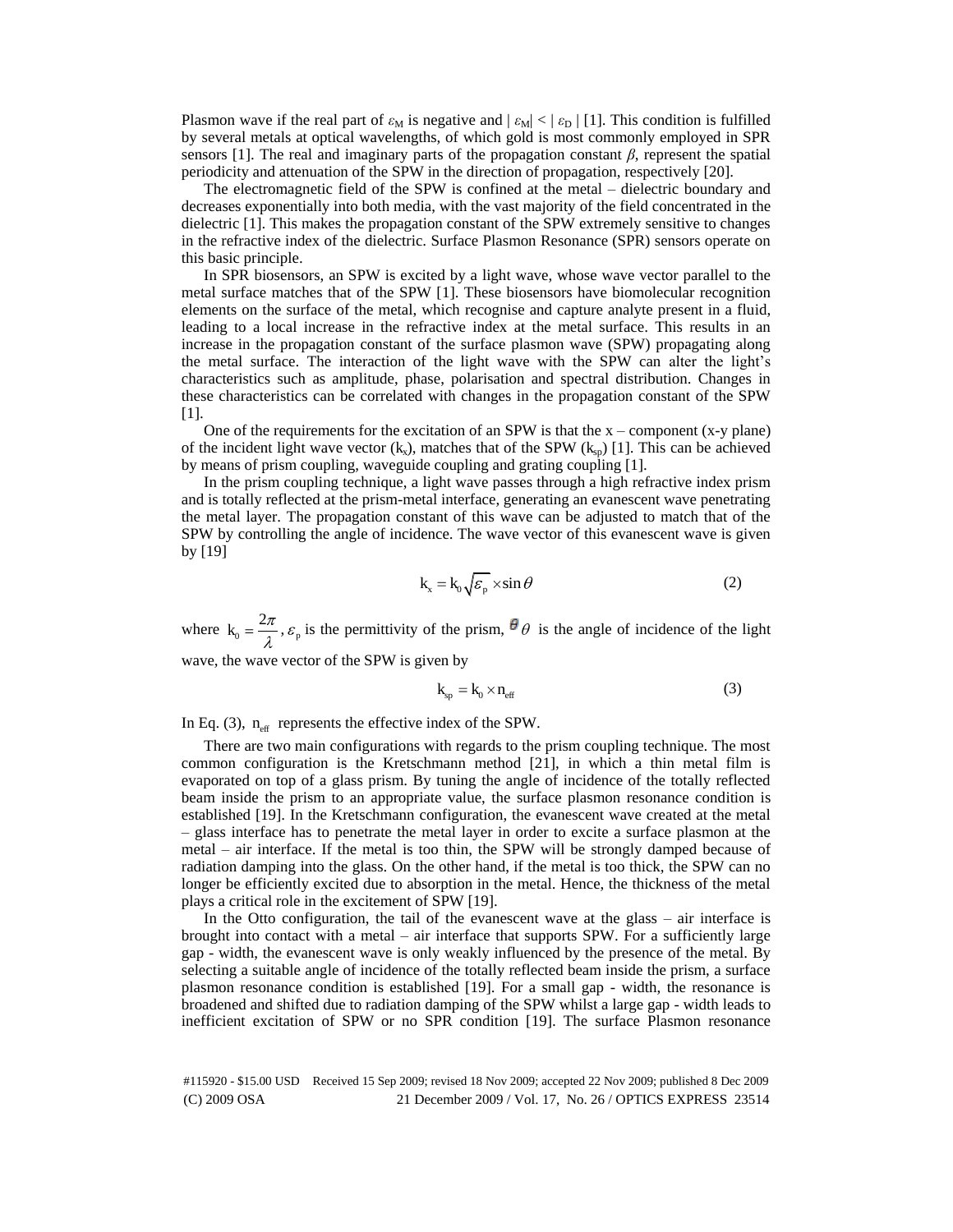Plasmon wave if the real part of $\varepsilon_M$ is negative and $| \varepsilon_M| < | \varepsilon_D |$ [1]. This condition is fulfilled by several metals at optical wavelengths, of which gold is most commonly employed in SPR sensors [1]. The real and imaginary parts of the propagation constant $\beta$, represent the spatial periodicity and attenuation of the SPW in the direction of propagation, respectively [20].

The electromagnetic field of the SPW is confined at the metal – dielectric boundary and decreases exponentially into both media, with the vast majority of the field concentrated in the dielectric [1]. This makes the propagation constant of the SPW extremely sensitive to changes in the refractive index of the dielectric. Surface Plasmon Resonance (SPR) sensors operate on this basic principle.

In SPR biosensors, an SPW is excited by a light wave, whose wave vector parallel to the metal surface matches that of the SPW [1]. These biosensors have biomolecular recognition elements on the surface of the metal, which recognise and capture analyte present in a fluid, leading to a local increase in the refractive index at the metal surface. This results in an increase in the propagation constant of the surface plasmon wave (SPW) propagating along the metal surface. The interaction of the light wave with the SPW can alter the light's characteristics such as amplitude, phase, polarisation and spectral distribution. Changes in these characteristics can be correlated with changes in the propagation constant of the SPW [1].

One of the requirements for the excitation of an SPW is that the x – component (x-y plane) of the incident light wave vector ($k_x$), matches that of the SPW ($k_{sp}$) [1]. This can be achieved by means of prism coupling, waveguide coupling and grating coupling [1].

In the prism coupling technique, a light wave passes through a high refractive index prism and is totally reflected at the prism-metal interface, generating an evanescent wave penetrating the metal layer. The propagation constant of this wave can be adjusted to match that of the SPW by controlling the angle of incidence. The wave vector of this evanescent wave is given by [19]

$$k_x = k_0 \sqrt{\varepsilon_p} \times \sin\theta \tag{2}$$

where $k_0 = \frac{2\pi}{\lambda}$, $\varepsilon_p$ is the permittivity of the prism, $\theta$ is the angle of incidence of the light wave, the wave vector of the SPW is given by

$$k_{sp} = k_0 \times n_{eff} \tag{3}$$

In Eq. (3), $n_{eff}$ represents the effective index of the SPW.

There are two main configurations with regards to the prism coupling technique. The most common configuration is the Kretschmann method [21], in which a thin metal film is evaporated on top of a glass prism. By tuning the angle of incidence of the totally reflected beam inside the prism to an appropriate value, the surface plasmon resonance condition is established [19]. In the Kretschmann configuration, the evanescent wave created at the metal – glass interface has to penetrate the metal layer in order to excite a surface plasmon at the metal – air interface. If the metal is too thin, the SPW will be strongly damped because of radiation damping into the glass. On the other hand, if the metal is too thick, the SPW can no longer be efficiently excited due to absorption in the metal. Hence, the thickness of the metal plays a critical role in the excitement of SPW [19].

In the Otto configuration, the tail of the evanescent wave at the glass – air interface is brought into contact with a metal – air interface that supports SPW. For a sufficiently large gap - width, the evanescent wave is only weakly influenced by the presence of the metal. By selecting a suitable angle of incidence of the totally reflected beam inside the prism, a surface plasmon resonance condition is established [19]. For a small gap - width, the resonance is broadened and shifted due to radiation damping of the SPW whilst a large gap - width leads to inefficient excitation of SPW or no SPR condition [19]. The surface Plasmon resonance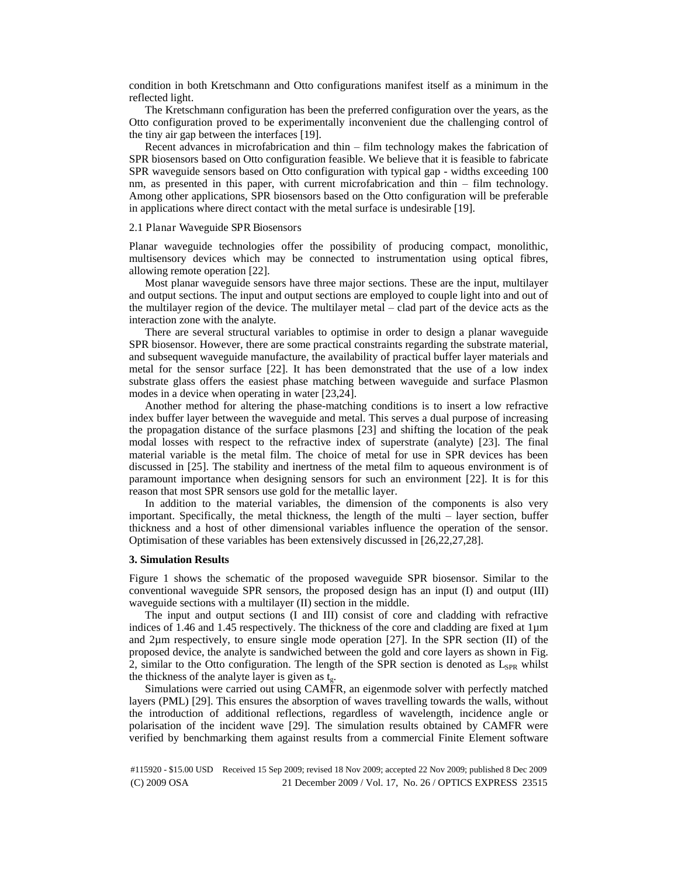condition in both Kretschmann and Otto configurations manifest itself as a minimum in the reflected light.

The Kretschmann configuration has been the preferred configuration over the years, as the Otto configuration proved to be experimentally inconvenient due the challenging control of the tiny air gap between the interfaces [19].

Recent advances in microfabrication and thin – film technology makes the fabrication of SPR biosensors based on Otto configuration feasible. We believe that it is feasible to fabricate SPR waveguide sensors based on Otto configuration with typical gap - widths exceeding 100 nm, as presented in this paper, with current microfabrication and thin – film technology. Among other applications, SPR biosensors based on the Otto configuration will be preferable in applications where direct contact with the metal surface is undesirable [19].

### 2.1 Planar Waveguide SPR Biosensors

Planar waveguide technologies offer the possibility of producing compact, monolithic, multisensory devices which may be connected to instrumentation using optical fibres, allowing remote operation [22].

Most planar waveguide sensors have three major sections. These are the input, multilayer and output sections. The input and output sections are employed to couple light into and out of the multilayer region of the device. The multilayer metal – clad part of the device acts as the interaction zone with the analyte.

There are several structural variables to optimise in order to design a planar waveguide SPR biosensor. However, there are some practical constraints regarding the substrate material, and subsequent waveguide manufacture, the availability of practical buffer layer materials and metal for the sensor surface [22]. It has been demonstrated that the use of a low index substrate glass offers the easiest phase matching between waveguide and surface Plasmon modes in a device when operating in water [23,24].

Another method for altering the phase-matching conditions is to insert a low refractive index buffer layer between the waveguide and metal. This serves a dual purpose of increasing the propagation distance of the surface plasmons [23] and shifting the location of the peak modal losses with respect to the refractive index of superstrate (analyte) [23]. The final material variable is the metal film. The choice of metal for use in SPR devices has been discussed in [25]. The stability and inertness of the metal film to aqueous environment is of paramount importance when designing sensors for such an environment [22]. It is for this reason that most SPR sensors use gold for the metallic layer.

In addition to the material variables, the dimension of the components is also very important. Specifically, the metal thickness, the length of the multi – layer section, buffer thickness and a host of other dimensional variables influence the operation of the sensor. Optimisation of these variables has been extensively discussed in [26,22,27,28].

## 3. Simulation Results

Figure 1 shows the schematic of the proposed waveguide SPR biosensor. Similar to the conventional waveguide SPR sensors, the proposed design has an input (I) and output (III) waveguide sections with a multilayer (II) section in the middle.

The input and output sections (I and III) consist of core and cladding with refractive indices of 1.46 and 1.45 respectively. The thickness of the core and cladding are fixed at 1µm and 2µm respectively, to ensure single mode operation [27]. In the SPR section (II) of the proposed device, the analyte is sandwiched between the gold and core layers as shown in Fig. 2, similar to the Otto configuration. The length of the SPR section is denoted as $L_{SPR}$ whilst the thickness of the analyte layer is given as $t_g$.

Simulations were carried out using CAMFR, an eigenmode solver with perfectly matched layers (PML) [29]. This ensures the absorption of waves travelling towards the walls, without the introduction of additional reflections, regardless of wavelength, incidence angle or polarisation of the incident wave [29]. The simulation results obtained by CAMFR were verified by benchmarking them against results from a commercial Finite Element software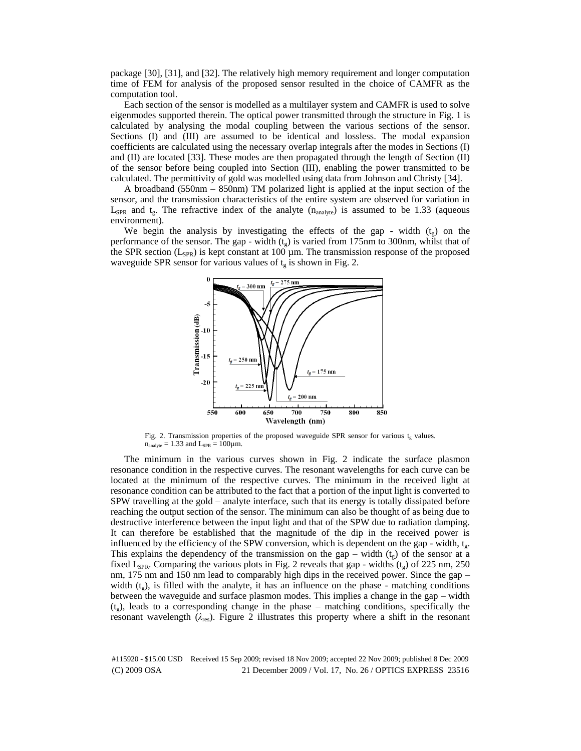package [30], [31], and [32]. The relatively high memory requirement and longer computation time of FEM for analysis of the proposed sensor resulted in the choice of CAMFR as the computation tool.

Each section of the sensor is modelled as a multilayer system and CAMFR is used to solve eigenmodes supported therein. The optical power transmitted through the structure in Fig. 1 is calculated by analysing the modal coupling between the various sections of the sensor. Sections (I) and (III) are assumed to be identical and lossless. The modal expansion coefficients are calculated using the necessary overlap integrals after the modes in Sections (I) and (II) are located [33]. These modes are then propagated through the length of Section (II) of the sensor before being coupled into Section (III), enabling the power transmitted to be calculated. The permittivity of gold was modelled using data from Johnson and Christy [34].

A broadband (550nm – 850nm) TM polarized light is applied at the input section of the sensor, and the transmission characteristics of the entire system are observed for variation in $L_{SPR}$ and $t_g$. The refractive index of the analyte ($n_{analyte}$) is assumed to be 1.33 (aqueous environment).

We begin the analysis by investigating the effects of the gap - width ($t_g$) on the performance of the sensor. The gap - width ($t_g$) is varied from 175nm to 300nm, whilst that of the SPR section ($L_{SPR}$) is kept constant at 100 µm. The transmission response of the proposed waveguide SPR sensor for various values of $t_g$ is shown in Fig. 2.

Fig. 2. Transmission properties of the proposed waveguide SPR sensor for various $t_g$ values. $n_{analyte}$ = 1.33 and $L_{SPR}$ = 100µm.

The minimum in the various curves shown in Fig. 2 indicate the surface plasmon resonance condition in the respective curves. The resonant wavelengths for each curve can be located at the minimum of the respective curves. The minimum in the received light at resonance condition can be attributed to the fact that a portion of the input light is converted to SPW travelling at the gold – analyte interface, such that its energy is totally dissipated before reaching the output section of the sensor. The minimum can also be thought of as being due to destructive interference between the input light and that of the SPW due to radiation damping. It can therefore be established that the magnitude of the dip in the received power is influenced by the efficiency of the SPW conversion, which is dependent on the gap - width, $t_g$. This explains the dependency of the transmission on the gap – width ($t_g$) of the sensor at a fixed $L_{SPR}$. Comparing the various plots in Fig. 2 reveals that gap - widths ($t_g$) of 225 nm, 250 nm, 175 nm and 150 nm lead to comparably high dips in the received power. Since the gap – width ($t_g$), is filled with the analyte, it has an influence on the phase - matching conditions between the waveguide and surface plasmon modes. This implies a change in the gap – width ($t_g$), leads to a corresponding change in the phase – matching conditions, specifically the resonant wavelength ($\lambda_{res}$). Figure 2 illustrates this property where a shift in the resonant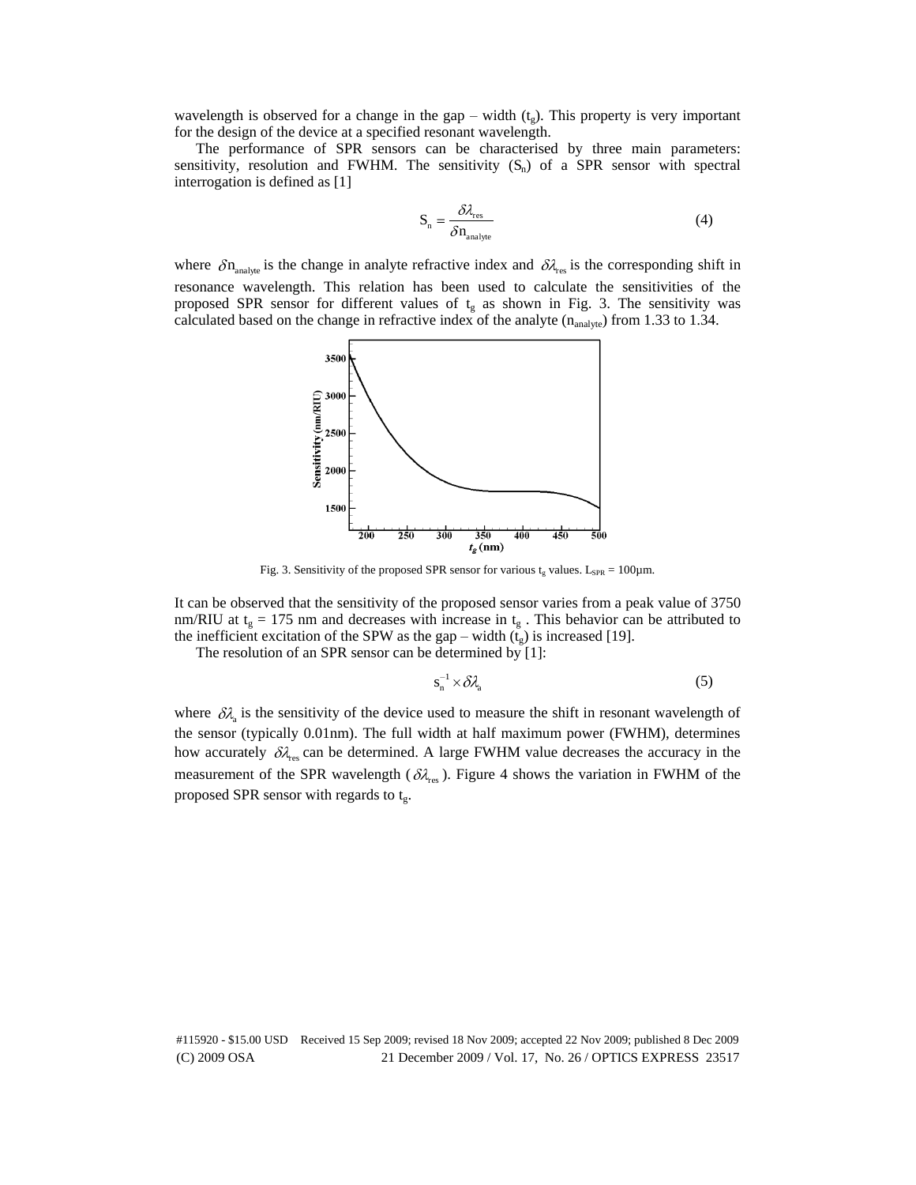wavelength is observed for a change in the gap – width ($t_g$). This property is very important for the design of the device at a specified resonant wavelength.

The performance of SPR sensors can be characterised by three main parameters: sensitivity, resolution and FWHM. The sensitivity ($S_n$) of a SPR sensor with spectral interrogation is defined as [1]

$$S_n = \frac{\delta \lambda_{res}}{\delta n_{analyte}} \tag{4}$$

where $\delta n_{analyte}$ is the change in analyte refractive index and $\delta \lambda_{res}$ is the corresponding shift in resonance wavelength. This relation has been used to calculate the sensitivities of the proposed SPR sensor for different values of $t_g$ as shown in Fig. 3. The sensitivity was calculated based on the change in refractive index of the analyte ($n_{analyte}$) from 1.33 to 1.34.

Fig. 3. Sensitivity of the proposed SPR sensor for various $t_g$ values. $L_{SPR}$ = 100μm.

It can be observed that the sensitivity of the proposed sensor varies from a peak value of 3750 nm/RIU at $t_g$ = 175 nm and decreases with increase in $t_g$ . This behavior can be attributed to the inefficient excitation of the SPW as the gap – width ($t_g$) is increased [19].

The resolution of an SPR sensor can be determined by [1]:

$$s_n^{-1} \times \delta \lambda_a \tag{5}$$

where $\delta \lambda_a$ is the sensitivity of the device used to measure the shift in resonant wavelength of the sensor (typically 0.01nm). The full width at half maximum power (FWHM), determines how accurately $\delta \lambda_{res}$ can be determined. A large FWHM value decreases the accuracy in the measurement of the SPR wavelength ($\delta \lambda_{res}$). Figure 4 shows the variation in FWHM of the proposed SPR sensor with regards to $t_g$.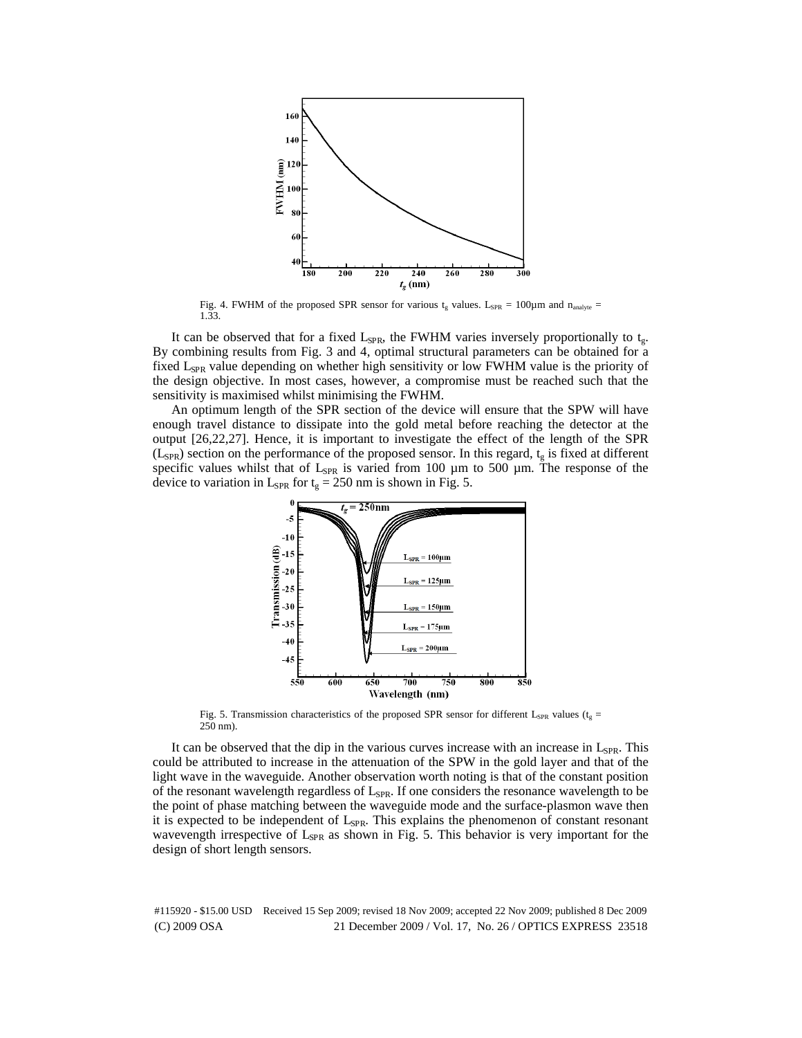Fig. 4. FWHM of the proposed SPR sensor for various $t_g$ values. $L_{SPR}$ = 100µm and $n_{analyte}$ = 1.33.

It can be observed that for a fixed $L_{SPR}$, the FWHM varies inversely proportionally to $t_g$. By combining results from Fig. 3 and 4, optimal structural parameters can be obtained for a fixed $L_{SPR}$ value depending on whether high sensitivity or low FWHM value is the priority of the design objective. In most cases, however, a compromise must be reached such that the sensitivity is maximised whilst minimising the FWHM.

An optimum length of the SPR section of the device will ensure that the SPW will have enough travel distance to dissipate into the gold metal before reaching the detector at the output [26,22,27]. Hence, it is important to investigate the effect of the length of the SPR ($L_{SPR}$) section on the performance of the proposed sensor. In this regard, $t_g$ is fixed at different specific values whilst that of $L_{SPR}$ is varied from 100 µm to 500 µm. The response of the device to variation in $L_{SPR}$ for $t_g$ = 250 nm is shown in Fig. 5.

Fig. 5. Transmission characteristics of the proposed SPR sensor for different $L_{SPR}$ values ($t_g$ = 250 nm).

It can be observed that the dip in the various curves increase with an increase in $L_{SPR}$. This could be attributed to increase in the attenuation of the SPW in the gold layer and that of the light wave in the waveguide. Another observation worth noting is that of the constant position of the resonant wavelength regardless of $L_{SPR}$. If one considers the resonance wavelength to be the point of phase matching between the waveguide mode and the surface-plasmon wave then it is expected to be independent of $L_{SPR}$. This explains the phenomenon of constant resonant wavevength irrespective of $L_{SPR}$ as shown in Fig. 5. This behavior is very important for the design of short length sensors.

#115920 - $15.00 USD Received 15 Sep 2009; revised 18 Nov 2009; accepted 22 Nov 2009; published 8 Dec 2009
(C) 2009 OSA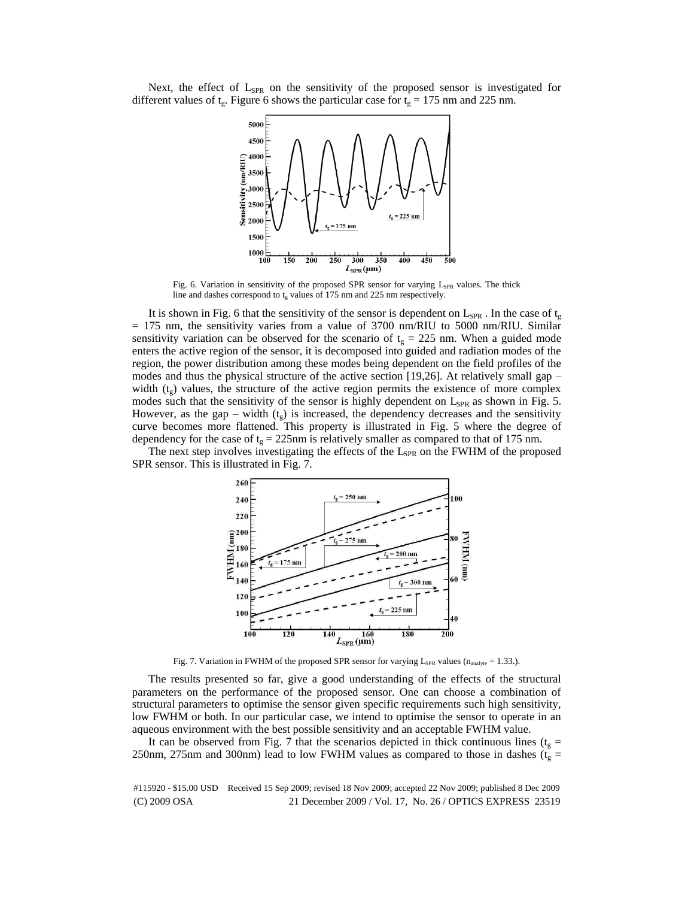Next, the effect of $L_{SPR}$ on the sensitivity of the proposed sensor is investigated for different values of $t_g$. Figure 6 shows the particular case for $t_g$ = 175 nm and 225 nm.

Fig. 6. Variation in sensitivity of the proposed SPR sensor for varying $L_{SPR}$ values. The thick line and dashes correspond to $t_g$ values of 175 nm and 225 nm respectively.

It is shown in Fig. 6 that the sensitivity of the sensor is dependent on $L_{SPR}$ . In the case of $t_g$ = 175 nm, the sensitivity varies from a value of 3700 nm/RIU to 5000 nm/RIU. Similar sensitivity variation can be observed for the scenario of $t_g$ = 225 nm. When a guided mode enters the active region of the sensor, it is decomposed into guided and radiation modes of the region, the power distribution among these modes being dependent on the field profiles of the modes and thus the physical structure of the active section [19,26]. At relatively small gap – width ($t_g$) values, the structure of the active region permits the existence of more complex modes such that the sensitivity of the sensor is highly dependent on $L_{SPR}$ as shown in Fig. 5. However, as the gap – width ($t_g$) is increased, the dependency decreases and the sensitivity curve becomes more flattened. This property is illustrated in Fig. 5 where the degree of dependency for the case of $t_g$ = 225nm is relatively smaller as compared to that of 175 nm.

The next step involves investigating the effects of the $L_{SPR}$ on the FWHM of the proposed SPR sensor. This is illustrated in Fig. 7.

Fig. 7. Variation in FWHM of the proposed SPR sensor for varying $L_{SPR}$ values ($n_{analyte}$ = 1.33.).

The results presented so far, give a good understanding of the effects of the structural parameters on the performance of the proposed sensor. One can choose a combination of structural parameters to optimise the sensor given specific requirements such high sensitivity, low FWHM or both. In our particular case, we intend to optimise the sensor to operate in an aqueous environment with the best possible sensitivity and an acceptable FWHM value.

It can be observed from Fig. 7 that the scenarios depicted in thick continuous lines ($t_g$ = 250nm, 275nm and 300nm) lead to low FWHM values as compared to those in dashes ($t_g$ =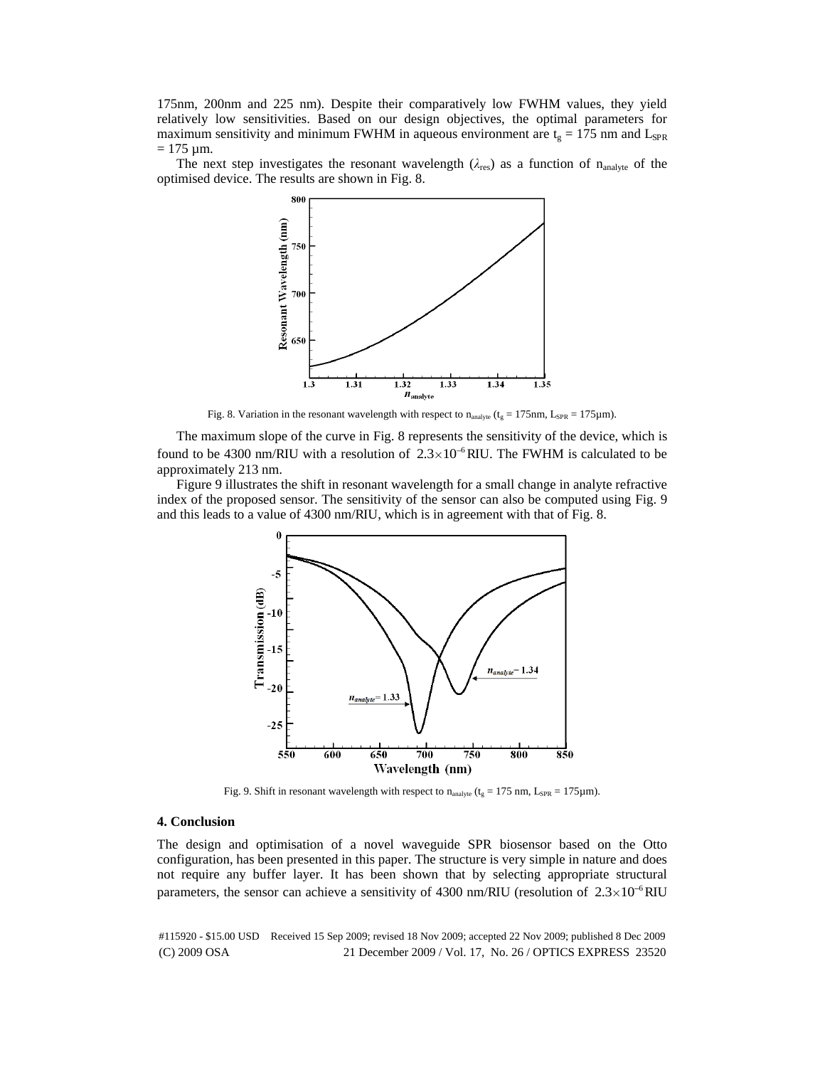175nm, 200nm and 225 nm). Despite their comparatively low FWHM values, they yield relatively low sensitivities. Based on our design objectives, the optimal parameters for maximum sensitivity and minimum FWHM in aqueous environment are $t_g = 175$ nm and $L_{SPR} = 175$ µm.

The next step investigates the resonant wavelength ($\lambda_{res}$) as a function of $n_{analyte}$ of the optimised device. The results are shown in Fig. 8.

Fig. 8. Variation in the resonant wavelength with respect to $n_{analyte}$ ($t_g = 175$nm, $L_{SPR} = 175$µm).

The maximum slope of the curve in Fig. 8 represents the sensitivity of the device, which is found to be 4300 nm/RIU with a resolution of $2.3\times10^{-6}$ RIU. The FWHM is calculated to be approximately 213 nm.

Figure 9 illustrates the shift in resonant wavelength for a small change in analyte refractive index of the proposed sensor. The sensitivity of the sensor can also be computed using Fig. 9 and this leads to a value of 4300 nm/RIU, which is in agreement with that of Fig. 8.

Fig. 9. Shift in resonant wavelength with respect to $n_{analyte}$ ($t_g = 175$ nm, $L_{SPR} = 175$µm).

## 4. Conclusion

The design and optimisation of a novel waveguide SPR biosensor based on the Otto configuration, has been presented in this paper. The structure is very simple in nature and does not require any buffer layer. It has been shown that by selecting appropriate structural parameters, the sensor can achieve a sensitivity of 4300 nm/RIU (resolution of $2.3\times10^{-6}$ RIU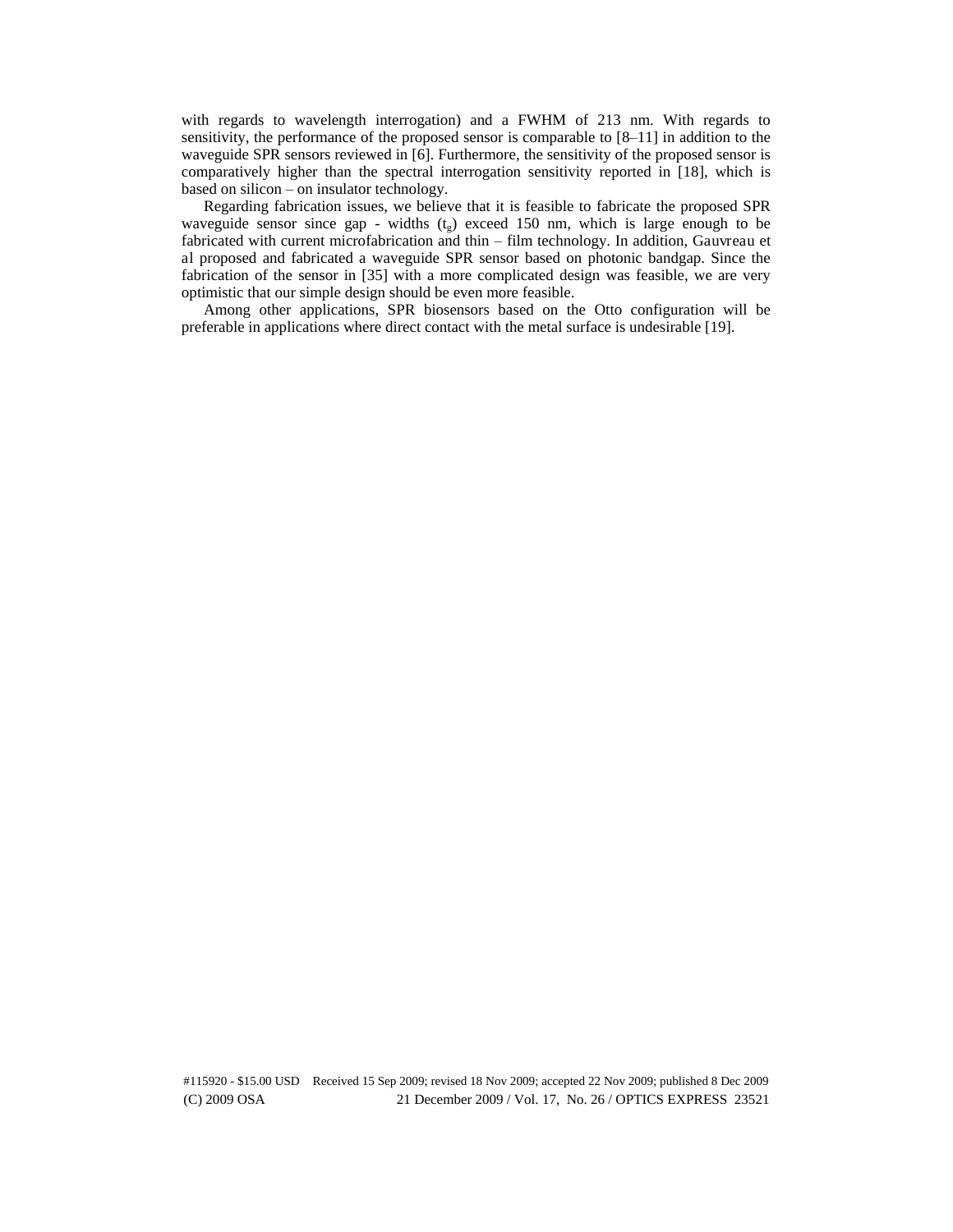with regards to wavelength interrogation) and a FWHM of 213 nm. With regards to sensitivity, the performance of the proposed sensor is comparable to [8–11] in addition to the waveguide SPR sensors reviewed in [6]. Furthermore, the sensitivity of the proposed sensor is comparatively higher than the spectral interrogation sensitivity reported in [18], which is based on silicon – on insulator technology.

Regarding fabrication issues, we believe that it is feasible to fabricate the proposed SPR waveguide sensor since gap - widths ($t_g$) exceed 150 nm, which is large enough to be fabricated with current microfabrication and thin – film technology. In addition, Gauvreau et al proposed and fabricated a waveguide SPR sensor based on photonic bandgap. Since the fabrication of the sensor in [35] with a more complicated design was feasible, we are very optimistic that our simple design should be even more feasible.

Among other applications, SPR biosensors based on the Otto configuration will be preferable in applications where direct contact with the metal surface is undesirable [19].